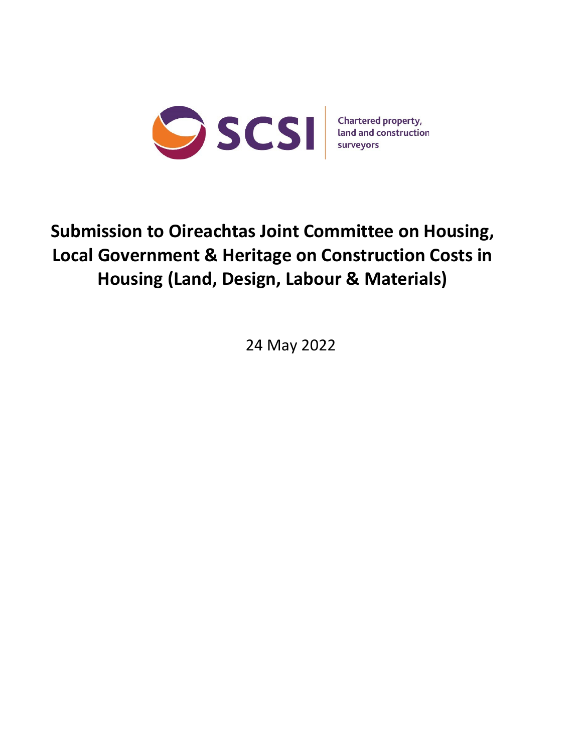SCSI

Chartered property, land and construction surveyors

# Submission to Oireachtas Joint Committee on Housing, Local Government & Heritage on Construction Costs in Housing (Land, Design, Labour & Materials)

24 May 2022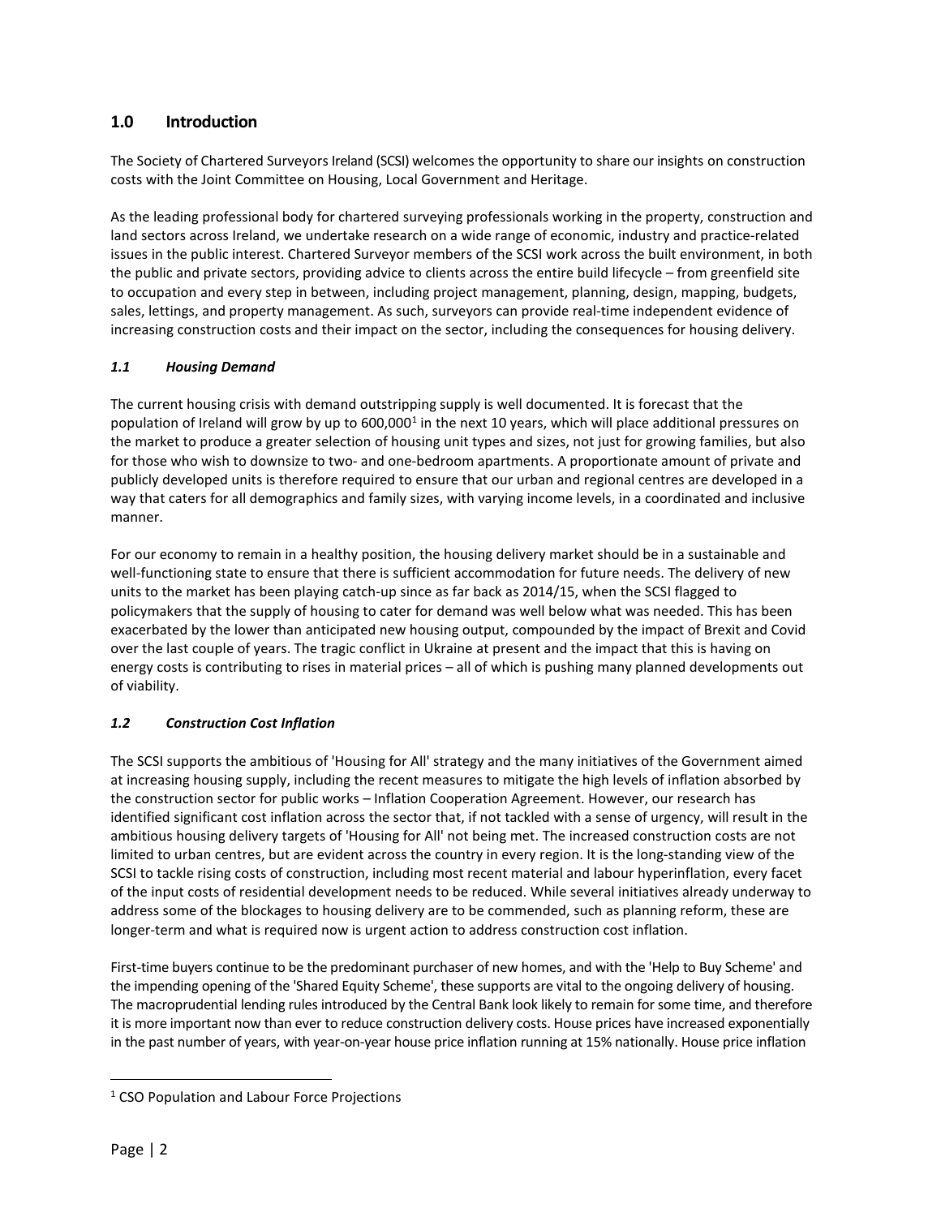## 1.0 Introduction

The Society of Chartered Surveyors Ireland (SCSI) welcomes the opportunity to share our insights on construction costs with the Joint Committee on Housing, Local Government and Heritage.

As the leading professional body for chartered surveying professionals working in the property, construction and land sectors across Ireland, we undertake research on a wide range of economic, industry and practice-related issues in the public interest. Chartered Surveyor members of the SCSI work across the built environment, in both the public and private sectors, providing advice to clients across the entire build lifecycle – from greenfield site to occupation and every step in between, including project management, planning, design, mapping, budgets, sales, lettings, and property management. As such, surveyors can provide real-time independent evidence of increasing construction costs and their impact on the sector, including the consequences for housing delivery.

### *1.1 Housing Demand*

The current housing crisis with demand outstripping supply is well documented. It is forecast that the population of Ireland will grow by up to 600,000[1] in the next 10 years, which will place additional pressures on the market to produce a greater selection of housing unit types and sizes, not just for growing families, but also for those who wish to downsize to two- and one-bedroom apartments. A proportionate amount of private and publicly developed units is therefore required to ensure that our urban and regional centres are developed in a way that caters for all demographics and family sizes, with varying income levels, in a coordinated and inclusive manner.

For our economy to remain in a healthy position, the housing delivery market should be in a sustainable and well-functioning state to ensure that there is sufficient accommodation for future needs. The delivery of new units to the market has been playing catch-up since as far back as 2014/15, when the SCSI flagged to policymakers that the supply of housing to cater for demand was well below what was needed. This has been exacerbated by the lower than anticipated new housing output, compounded by the impact of Brexit and Covid over the last couple of years. The tragic conflict in Ukraine at present and the impact that this is having on energy costs is contributing to rises in material prices – all of which is pushing many planned developments out of viability.

### *1.2 Construction Cost Inflation*

The SCSI supports the ambitious of 'Housing for All' strategy and the many initiatives of the Government aimed at increasing housing supply, including the recent measures to mitigate the high levels of inflation absorbed by the construction sector for public works – Inflation Cooperation Agreement. However, our research has identified significant cost inflation across the sector that, if not tackled with a sense of urgency, will result in the ambitious housing delivery targets of 'Housing for All' not being met. The increased construction costs are not limited to urban centres, but are evident across the country in every region. It is the long-standing view of the SCSI to tackle rising costs of construction, including most recent material and labour hyperinflation, every facet of the input costs of residential development needs to be reduced. While several initiatives already underway to address some of the blockages to housing delivery are to be commended, such as planning reform, these are longer-term and what is required now is urgent action to address construction cost inflation.

First-time buyers continue to be the predominant purchaser of new homes, and with the 'Help to Buy Scheme' and the impending opening of the 'Shared Equity Scheme', these supports are vital to the ongoing delivery of housing. The macroprudential lending rules introduced by the Central Bank look likely to remain for some time, and therefore it is more important now than ever to reduce construction delivery costs. House prices have increased exponentially in the past number of years, with year-on-year house price inflation running at 15% nationally. House price inflation

[1] CSO Population and Labour Force Projections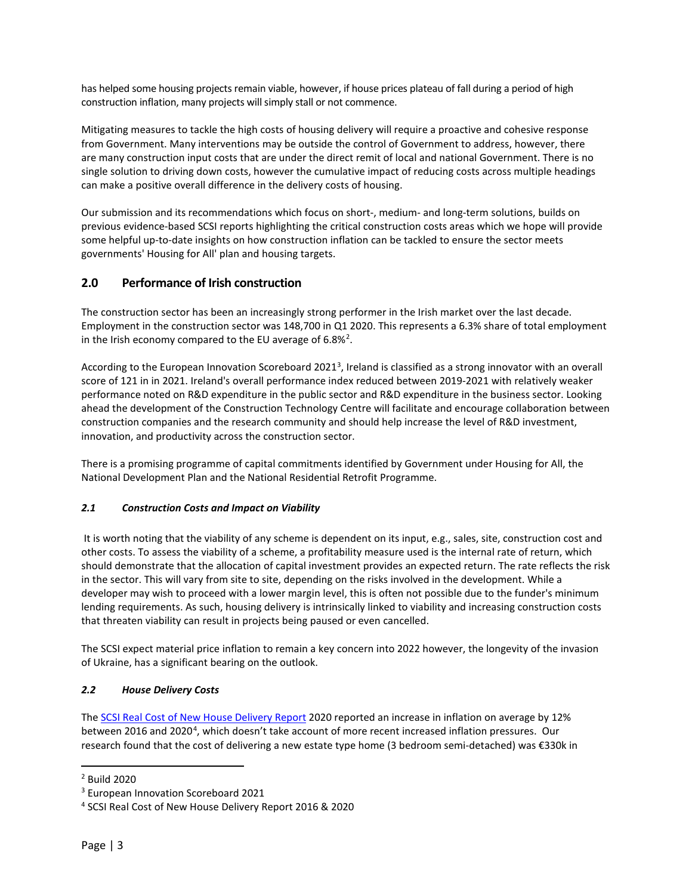has helped some housing projects remain viable, however, if house prices plateau of fall during a period of high construction inflation, many projects will simply stall or not commence.

Mitigating measures to tackle the high costs of housing delivery will require a proactive and cohesive response from Government. Many interventions may be outside the control of Government to address, however, there are many construction input costs that are under the direct remit of local and national Government. There is no single solution to driving down costs, however the cumulative impact of reducing costs across multiple headings can make a positive overall difference in the delivery costs of housing.

Our submission and its recommendations which focus on short-, medium- and long-term solutions, builds on previous evidence-based SCSI reports highlighting the critical construction costs areas which we hope will provide some helpful up-to-date insights on how construction inflation can be tackled to ensure the sector meets governments' Housing for All' plan and housing targets.

## 2.0 Performance of Irish construction

The construction sector has been an increasingly strong performer in the Irish market over the last decade. Employment in the construction sector was 148,700 in Q1 2020. This represents a 6.3% share of total employment in the Irish economy compared to the EU average of 6.8%[2].

According to the European Innovation Scoreboard 2021[3], Ireland is classified as a strong innovator with an overall score of 121 in in 2021. Ireland's overall performance index reduced between 2019-2021 with relatively weaker performance noted on R&D expenditure in the public sector and R&D expenditure in the business sector. Looking ahead the development of the Construction Technology Centre will facilitate and encourage collaboration between construction companies and the research community and should help increase the level of R&D investment, innovation, and productivity across the construction sector.

There is a promising programme of capital commitments identified by Government under Housing for All, the National Development Plan and the National Residential Retrofit Programme.

### *2.1 Construction Costs and Impact on Viability*

It is worth noting that the viability of any scheme is dependent on its input, e.g., sales, site, construction cost and other costs. To assess the viability of a scheme, a profitability measure used is the internal rate of return, which should demonstrate that the allocation of capital investment provides an expected return. The rate reflects the risk in the sector. This will vary from site to site, depending on the risks involved in the development. While a developer may wish to proceed with a lower margin level, this is often not possible due to the funder's minimum lending requirements. As such, housing delivery is intrinsically linked to viability and increasing construction costs that threaten viability can result in projects being paused or even cancelled.

The SCSI expect material price inflation to remain a key concern into 2022 however, the longevity of the invasion of Ukraine, has a significant bearing on the outlook.

### *2.2 House Delivery Costs*

The SCSI Real Cost of New House Delivery Report 2020 reported an increase in inflation on average by 12% between 2016 and 2020[4], which doesn't take account of more recent increased inflation pressures. Our research found that the cost of delivering a new estate type home (3 bedroom semi-detached) was €330k in

---

[2] Build 2020

[3] European Innovation Scoreboard 2021

[4] SCSI Real Cost of New House Delivery Report 2016 & 2020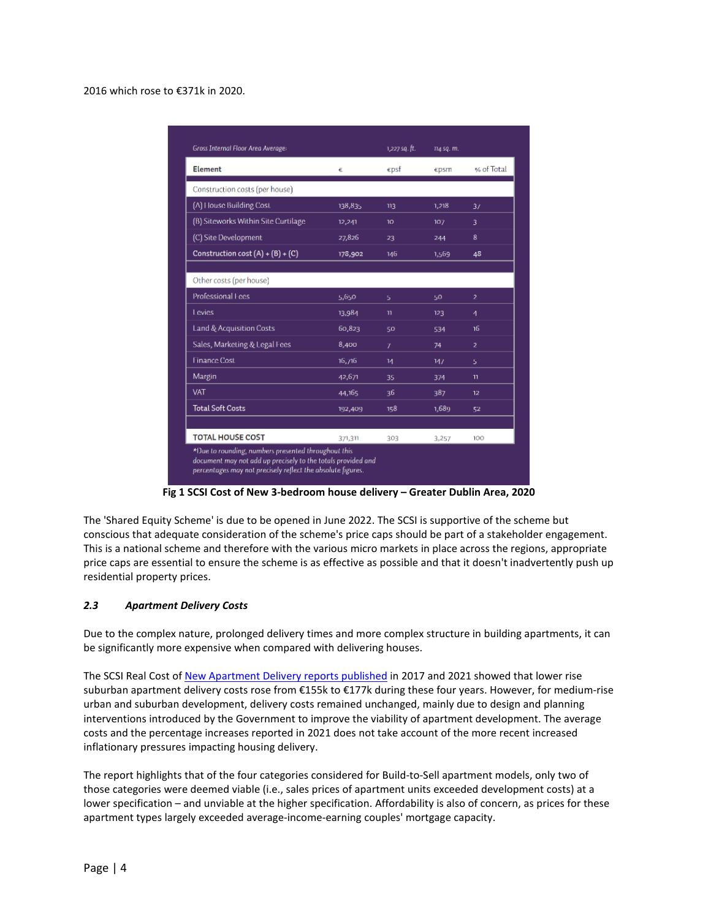2016 which rose to €371k in 2020.

| Gross Internal Floor Area Average: | | 1,227 sq. ft. | 114 sq. m. | |
|---|---|---|---|---|
| **Element** | € | €psf | €psm | % of Total |
| Construction costs (per house) | | | | |
| (A) House Building Cost | 138,835 | 113 | 1,218 | 37 |
| (B) Siteworks Within Site Curtilage | 12,241 | 10 | 107 | 3 |
| (C) Site Development | 27,826 | 23 | 244 | 8 |
| Construction cost (A) + (B) + (C) | 178,902 | 146 | 1,569 | 48 |
| Other costs (per house) | | | | |
| Professional Fees | 5,650 | 5 | 50 | 2 |
| Levies | 13,984 | 11 | 123 | 4 |
| Land & Acquisition Costs | 60,823 | 50 | 534 | 16 |
| Sales, Marketing & Legal Fees | 8,400 | 7 | 74 | 2 |
| Finance Cost | 16,716 | 14 | 147 | 5 |
| Margin | 42,671 | 35 | 374 | 11 |
| VAT | 44,165 | 36 | 387 | 12 |
| Total Soft Costs | 192,409 | 158 | 1,689 | 52 |
| **TOTAL HOUSE COST** | 371,311 | 303 | 3,257 | 100 |

*Due to rounding, numbers presented throughout this document may not add up precisely to the totals provided and percentages may not precisely reflect the absolute figures.

**Fig 1 SCSI Cost of New 3-bedroom house delivery – Greater Dublin Area, 2020**

The 'Shared Equity Scheme' is due to be opened in June 2022. The SCSI is supportive of the scheme but conscious that adequate consideration of the scheme's price caps should be part of a stakeholder engagement. This is a national scheme and therefore with the various micro markets in place across the regions, appropriate price caps are essential to ensure the scheme is as effective as possible and that it doesn't inadvertently push up residential property prices.

### *2.3 Apartment Delivery Costs*

Due to the complex nature, prolonged delivery times and more complex structure in building apartments, it can be significantly more expensive when compared with delivering houses.

The SCSI Real Cost of New Apartment Delivery reports published in 2017 and 2021 showed that lower rise suburban apartment delivery costs rose from €155k to €177k during these four years. However, for medium-rise urban and suburban development, delivery costs remained unchanged, mainly due to design and planning interventions introduced by the Government to improve the viability of apartment development. The average costs and the percentage increases reported in 2021 does not take account of the more recent increased inflationary pressures impacting housing delivery.

The report highlights that of the four categories considered for Build-to-Sell apartment models, only two of those categories were deemed viable (i.e., sales prices of apartment units exceeded development costs) at a lower specification – and unviable at the higher specification. Affordability is also of concern, as prices for these apartment types largely exceeded average-income-earning couples' mortgage capacity.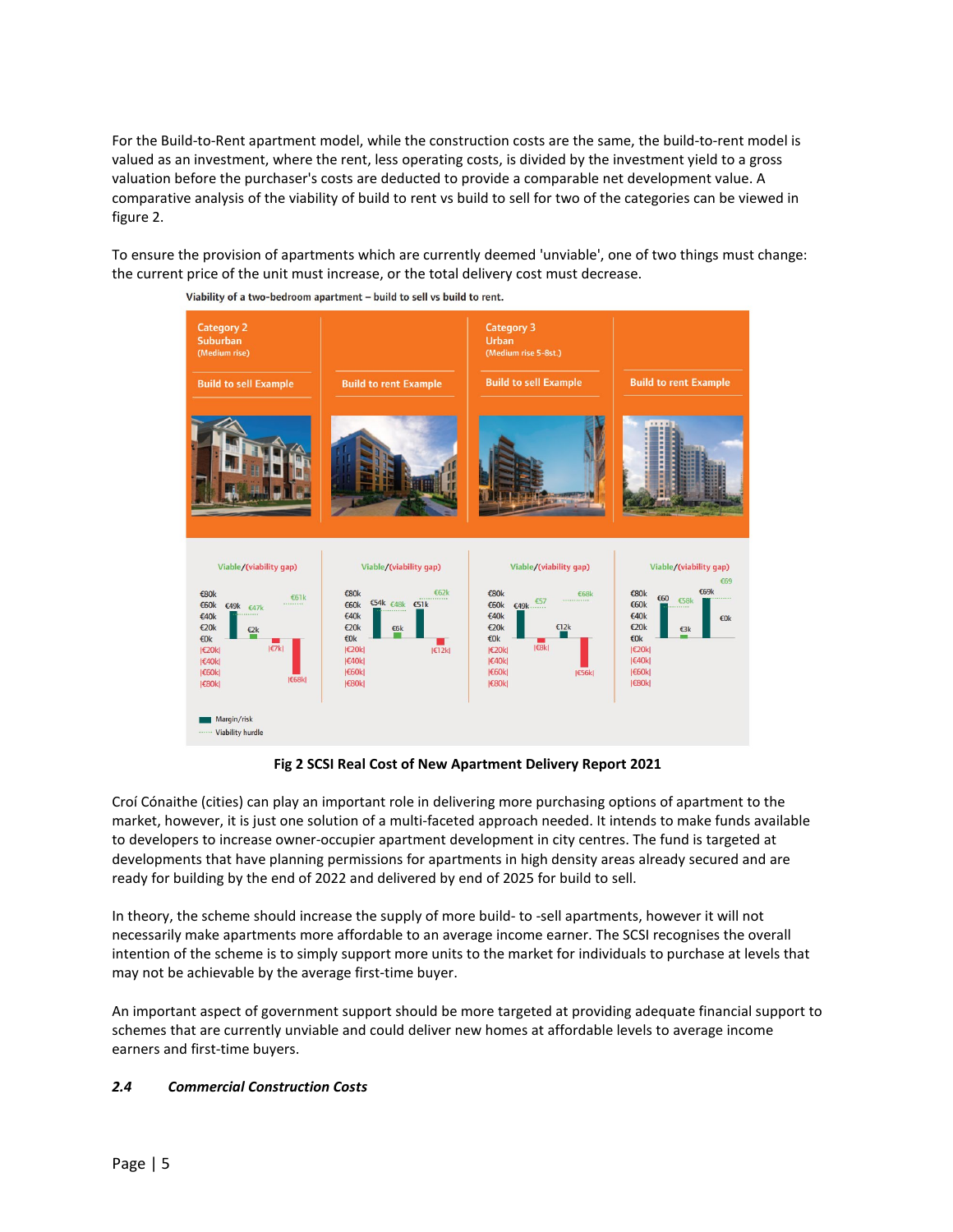For the Build-to-Rent apartment model, while the construction costs are the same, the build-to-rent model is valued as an investment, where the rent, less operating costs, is divided by the investment yield to a gross valuation before the purchaser's costs are deducted to provide a comparable net development value. A comparative analysis of the viability of build to rent vs build to sell for two of the categories can be viewed in figure 2.

To ensure the provision of apartments which are currently deemed 'unviable', one of two things must change: the current price of the unit must increase, or the total delivery cost must decrease.

**Fig 2 SCSI Real Cost of New Apartment Delivery Report 2021**

Croí Cónaithe (cities) can play an important role in delivering more purchasing options of apartment to the market, however, it is just one solution of a multi-faceted approach needed. It intends to make funds available to developers to increase owner-occupier apartment development in city centres. The fund is targeted at developments that have planning permissions for apartments in high density areas already secured and are ready for building by the end of 2022 and delivered by end of 2025 for build to sell.

In theory, the scheme should increase the supply of more build- to -sell apartments, however it will not necessarily make apartments more affordable to an average income earner. The SCSI recognises the overall intention of the scheme is to simply support more units to the market for individuals to purchase at levels that may not be achievable by the average first-time buyer.

An important aspect of government support should be more targeted at providing adequate financial support to schemes that are currently unviable and could deliver new homes at affordable levels to average income earners and first-time buyers.

### *2.4 Commercial Construction Costs*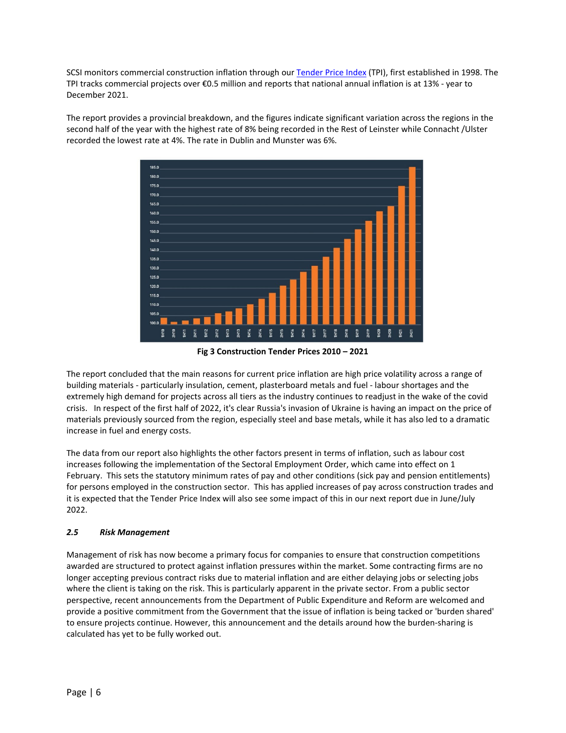SCSI monitors commercial construction inflation through our Tender Price Index (TPI), first established in 1998. The TPI tracks commercial projects over €0.5 million and reports that national annual inflation is at 13% - year to December 2021.

The report provides a provincial breakdown, and the figures indicate significant variation across the regions in the second half of the year with the highest rate of 8% being recorded in the Rest of Leinster while Connacht /Ulster recorded the lowest rate at 4%. The rate in Dublin and Munster was 6%.

**Fig 3 Construction Tender Prices 2010 – 2021**

The report concluded that the main reasons for current price inflation are high price volatility across a range of building materials - particularly insulation, cement, plasterboard metals and fuel - labour shortages and the extremely high demand for projects across all tiers as the industry continues to readjust in the wake of the covid crisis. In respect of the first half of 2022, it's clear Russia's invasion of Ukraine is having an impact on the price of materials previously sourced from the region, especially steel and base metals, while it has also led to a dramatic increase in fuel and energy costs.

The data from our report also highlights the other factors present in terms of inflation, such as labour cost increases following the implementation of the Sectoral Employment Order, which came into effect on 1 February. This sets the statutory minimum rates of pay and other conditions (sick pay and pension entitlements) for persons employed in the construction sector. This has applied increases of pay across construction trades and it is expected that the Tender Price Index will also see some impact of this in our next report due in June/July 2022.

### *2.5 Risk Management*

Management of risk has now become a primary focus for companies to ensure that construction competitions awarded are structured to protect against inflation pressures within the market. Some contracting firms are no longer accepting previous contract risks due to material inflation and are either delaying jobs or selecting jobs where the client is taking on the risk. This is particularly apparent in the private sector. From a public sector perspective, recent announcements from the Department of Public Expenditure and Reform are welcomed and provide a positive commitment from the Government that the issue of inflation is being tacked or 'burden shared' to ensure projects continue. However, this announcement and the details around how the burden-sharing is calculated has yet to be fully worked out.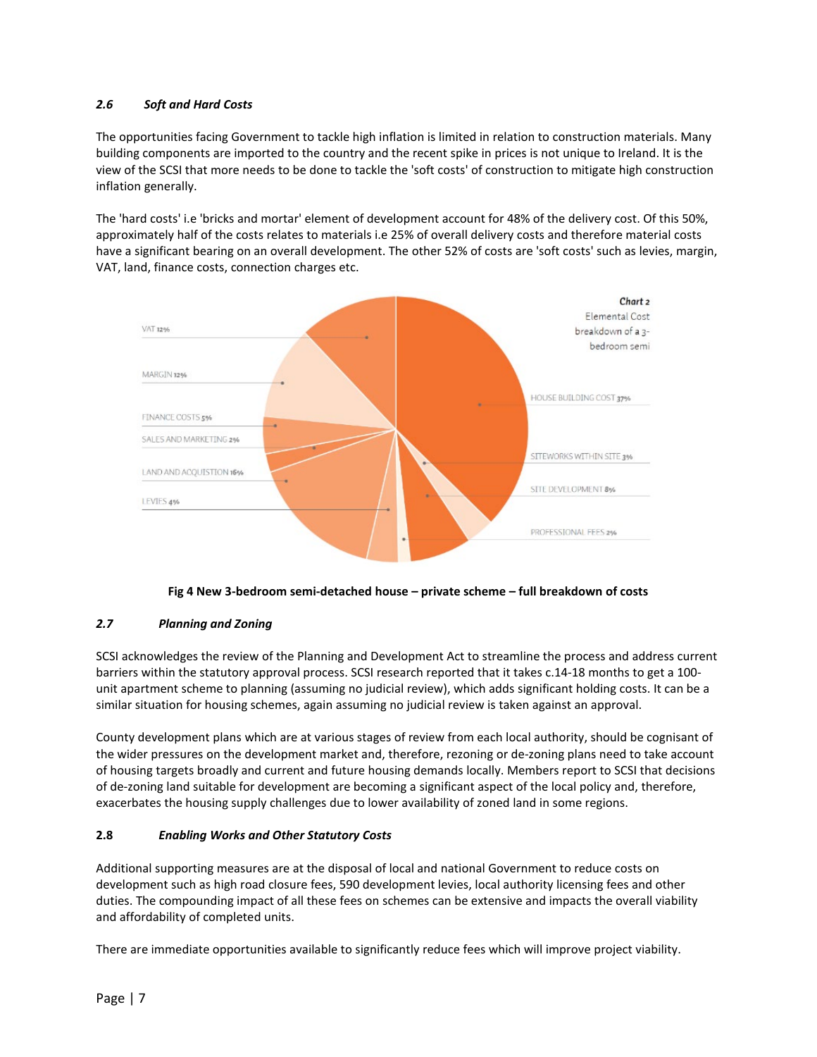### *2.6 Soft and Hard Costs*

The opportunities facing Government to tackle high inflation is limited in relation to construction materials. Many building components are imported to the country and the recent spike in prices is not unique to Ireland. It is the view of the SCSI that more needs to be done to tackle the 'soft costs' of construction to mitigate high construction inflation generally.

The 'hard costs' i.e 'bricks and mortar' element of development account for 48% of the delivery cost. Of this 50%, approximately half of the costs relates to materials i.e 25% of overall delivery costs and therefore material costs have a significant bearing on an overall development. The other 52% of costs are 'soft costs' such as levies, margin, VAT, land, finance costs, connection charges etc.

**Chart 2**
Elemental Cost breakdown of a 3-bedroom semi

- VAT 12%
- MARGIN 12%
- FINANCE COSTS 5%
- SALES AND MARKETING 2%
- LAND AND ACQUISTION 16%
- LEVIES 4%
- HOUSE BUILDING COST 37%
- SITEWORKS WITHIN SITE 3%
- SITE DEVELOPMENT 8%
- PROFESSIONAL FEES 2%

**Fig 4 New 3-bedroom semi-detached house – private scheme – full breakdown of costs**

### *2.7 Planning and Zoning*

SCSI acknowledges the review of the Planning and Development Act to streamline the process and address current barriers within the statutory approval process. SCSI research reported that it takes c.14-18 months to get a 100-unit apartment scheme to planning (assuming no judicial review), which adds significant holding costs. It can be a similar situation for housing schemes, again assuming no judicial review is taken against an approval.

County development plans which are at various stages of review from each local authority, should be cognisant of the wider pressures on the development market and, therefore, rezoning or de-zoning plans need to take account of housing targets broadly and current and future housing demands locally. Members report to SCSI that decisions of de-zoning land suitable for development are becoming a significant aspect of the local policy and, therefore, exacerbates the housing supply challenges due to lower availability of zoned land in some regions.

### **2.8** *Enabling Works and Other Statutory Costs*

Additional supporting measures are at the disposal of local and national Government to reduce costs on development such as high road closure fees, 590 development levies, local authority licensing fees and other duties. The compounding impact of all these fees on schemes can be extensive and impacts the overall viability and affordability of completed units.

There are immediate opportunities available to significantly reduce fees which will improve project viability.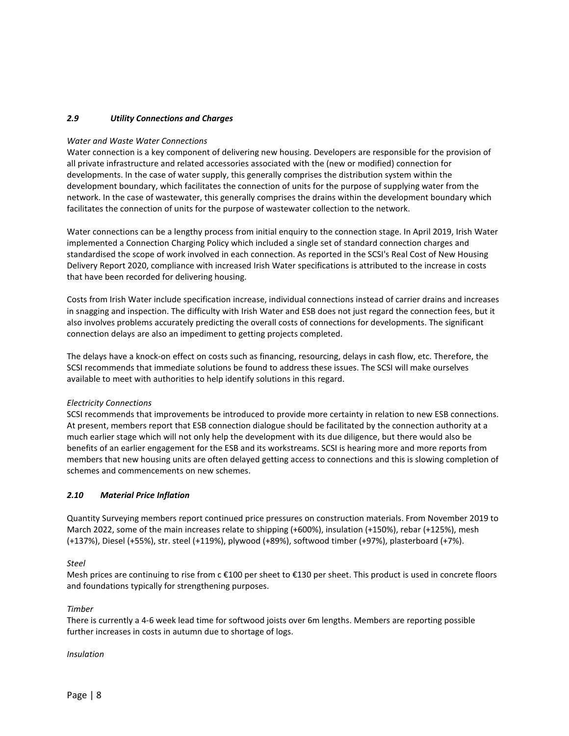### *2.9 Utility Connections and Charges*

*Water and Waste Water Connections*
Water connection is a key component of delivering new housing. Developers are responsible for the provision of all private infrastructure and related accessories associated with the (new or modified) connection for developments. In the case of water supply, this generally comprises the distribution system within the development boundary, which facilitates the connection of units for the purpose of supplying water from the network. In the case of wastewater, this generally comprises the drains within the development boundary which facilitates the connection of units for the purpose of wastewater collection to the network.

Water connections can be a lengthy process from initial enquiry to the connection stage. In April 2019, Irish Water implemented a Connection Charging Policy which included a single set of standard connection charges and standardised the scope of work involved in each connection. As reported in the SCSI's Real Cost of New Housing Delivery Report 2020, compliance with increased Irish Water specifications is attributed to the increase in costs that have been recorded for delivering housing.

Costs from Irish Water include specification increase, individual connections instead of carrier drains and increases in snagging and inspection. The difficulty with Irish Water and ESB does not just regard the connection fees, but it also involves problems accurately predicting the overall costs of connections for developments. The significant connection delays are also an impediment to getting projects completed.

The delays have a knock-on effect on costs such as financing, resourcing, delays in cash flow, etc. Therefore, the SCSI recommends that immediate solutions be found to address these issues. The SCSI will make ourselves available to meet with authorities to help identify solutions in this regard.

*Electricity Connections*
SCSI recommends that improvements be introduced to provide more certainty in relation to new ESB connections. At present, members report that ESB connection dialogue should be facilitated by the connection authority at a much earlier stage which will not only help the development with its due diligence, but there would also be benefits of an earlier engagement for the ESB and its workstreams. SCSI is hearing more and more reports from members that new housing units are often delayed getting access to connections and this is slowing completion of schemes and commencements on new schemes.

### *2.10 Material Price Inflation*

Quantity Surveying members report continued price pressures on construction materials. From November 2019 to March 2022, some of the main increases relate to shipping (+600%), insulation (+150%), rebar (+125%), mesh (+137%), Diesel (+55%), str. steel (+119%), plywood (+89%), softwood timber (+97%), plasterboard (+7%).

*Steel*
Mesh prices are continuing to rise from c €100 per sheet to €130 per sheet. This product is used in concrete floors and foundations typically for strengthening purposes.

*Timber*
There is currently a 4-6 week lead time for softwood joists over 6m lengths. Members are reporting possible further increases in costs in autumn due to shortage of logs.

*Insulation*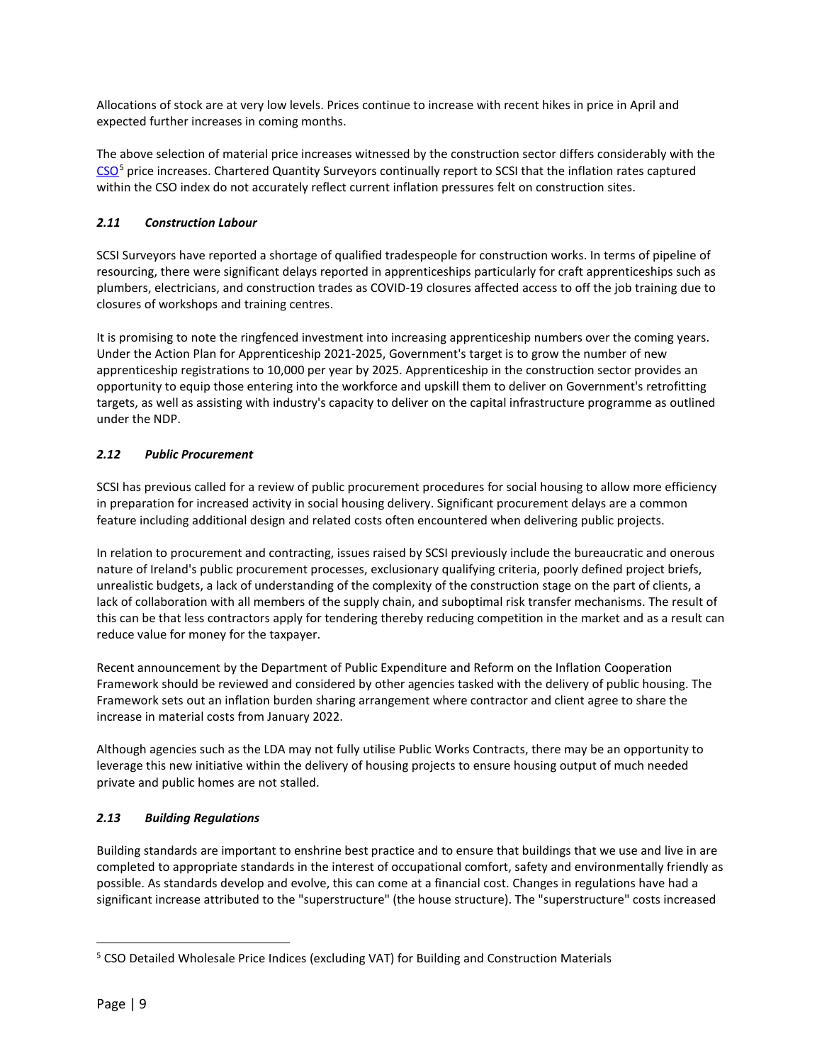Allocations of stock are at very low levels. Prices continue to increase with recent hikes in price in April and expected further increases in coming months.

The above selection of material price increases witnessed by the construction sector differs considerably with the CSO[5] price increases. Chartered Quantity Surveyors continually report to SCSI that the inflation rates captured within the CSO index do not accurately reflect current inflation pressures felt on construction sites.

### *2.11 Construction Labour*

SCSI Surveyors have reported a shortage of qualified tradespeople for construction works. In terms of pipeline of resourcing, there were significant delays reported in apprenticeships particularly for craft apprenticeships such as plumbers, electricians, and construction trades as COVID-19 closures affected access to off the job training due to closures of workshops and training centres.

It is promising to note the ringfenced investment into increasing apprenticeship numbers over the coming years. Under the Action Plan for Apprenticeship 2021-2025, Government's target is to grow the number of new apprenticeship registrations to 10,000 per year by 2025. Apprenticeship in the construction sector provides an opportunity to equip those entering into the workforce and upskill them to deliver on Government's retrofitting targets, as well as assisting with industry's capacity to deliver on the capital infrastructure programme as outlined under the NDP.

### *2.12 Public Procurement*

SCSI has previous called for a review of public procurement procedures for social housing to allow more efficiency in preparation for increased activity in social housing delivery. Significant procurement delays are a common feature including additional design and related costs often encountered when delivering public projects.

In relation to procurement and contracting, issues raised by SCSI previously include the bureaucratic and onerous nature of Ireland's public procurement processes, exclusionary qualifying criteria, poorly defined project briefs, unrealistic budgets, a lack of understanding of the complexity of the construction stage on the part of clients, a lack of collaboration with all members of the supply chain, and suboptimal risk transfer mechanisms. The result of this can be that less contractors apply for tendering thereby reducing competition in the market and as a result can reduce value for money for the taxpayer.

Recent announcement by the Department of Public Expenditure and Reform on the Inflation Cooperation Framework should be reviewed and considered by other agencies tasked with the delivery of public housing. The Framework sets out an inflation burden sharing arrangement where contractor and client agree to share the increase in material costs from January 2022.

Although agencies such as the LDA may not fully utilise Public Works Contracts, there may be an opportunity to leverage this new initiative within the delivery of housing projects to ensure housing output of much needed private and public homes are not stalled.

### *2.13 Building Regulations*

Building standards are important to enshrine best practice and to ensure that buildings that we use and live in are completed to appropriate standards in the interest of occupational comfort, safety and environmentally friendly as possible. As standards develop and evolve, this can come at a financial cost. Changes in regulations have had a significant increase attributed to the "superstructure" (the house structure). The "superstructure" costs increased

---

[5] CSO Detailed Wholesale Price Indices (excluding VAT) for Building and Construction Materials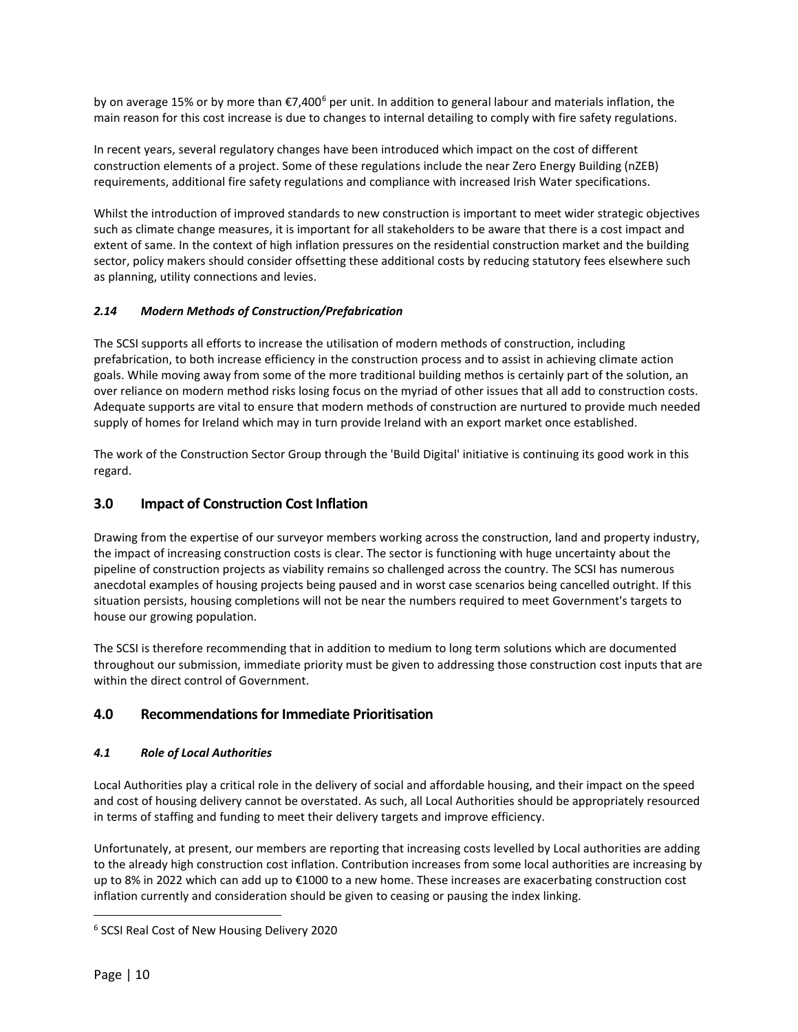by on average 15% or by more than €7,400[6] per unit. In addition to general labour and materials inflation, the main reason for this cost increase is due to changes to internal detailing to comply with fire safety regulations.

In recent years, several regulatory changes have been introduced which impact on the cost of different construction elements of a project. Some of these regulations include the near Zero Energy Building (nZEB) requirements, additional fire safety regulations and compliance with increased Irish Water specifications.

Whilst the introduction of improved standards to new construction is important to meet wider strategic objectives such as climate change measures, it is important for all stakeholders to be aware that there is a cost impact and extent of same. In the context of high inflation pressures on the residential construction market and the building sector, policy makers should consider offsetting these additional costs by reducing statutory fees elsewhere such as planning, utility connections and levies.

### *2.14 Modern Methods of Construction/Prefabrication*

The SCSI supports all efforts to increase the utilisation of modern methods of construction, including prefabrication, to both increase efficiency in the construction process and to assist in achieving climate action goals. While moving away from some of the more traditional building methos is certainly part of the solution, an over reliance on modern method risks losing focus on the myriad of other issues that all add to construction costs. Adequate supports are vital to ensure that modern methods of construction are nurtured to provide much needed supply of homes for Ireland which may in turn provide Ireland with an export market once established.

The work of the Construction Sector Group through the 'Build Digital' initiative is continuing its good work in this regard.

## 3.0 Impact of Construction Cost Inflation

Drawing from the expertise of our surveyor members working across the construction, land and property industry, the impact of increasing construction costs is clear. The sector is functioning with huge uncertainty about the pipeline of construction projects as viability remains so challenged across the country. The SCSI has numerous anecdotal examples of housing projects being paused and in worst case scenarios being cancelled outright. If this situation persists, housing completions will not be near the numbers required to meet Government's targets to house our growing population.

The SCSI is therefore recommending that in addition to medium to long term solutions which are documented throughout our submission, immediate priority must be given to addressing those construction cost inputs that are within the direct control of Government.

## 4.0 Recommendations for Immediate Prioritisation

### *4.1 Role of Local Authorities*

Local Authorities play a critical role in the delivery of social and affordable housing, and their impact on the speed and cost of housing delivery cannot be overstated. As such, all Local Authorities should be appropriately resourced in terms of staffing and funding to meet their delivery targets and improve efficiency.

Unfortunately, at present, our members are reporting that increasing costs levelled by Local authorities are adding to the already high construction cost inflation. Contribution increases from some local authorities are increasing by up to 8% in 2022 which can add up to €1000 to a new home. These increases are exacerbating construction cost inflation currently and consideration should be given to ceasing or pausing the index linking.

---

[6] SCSI Real Cost of New Housing Delivery 2020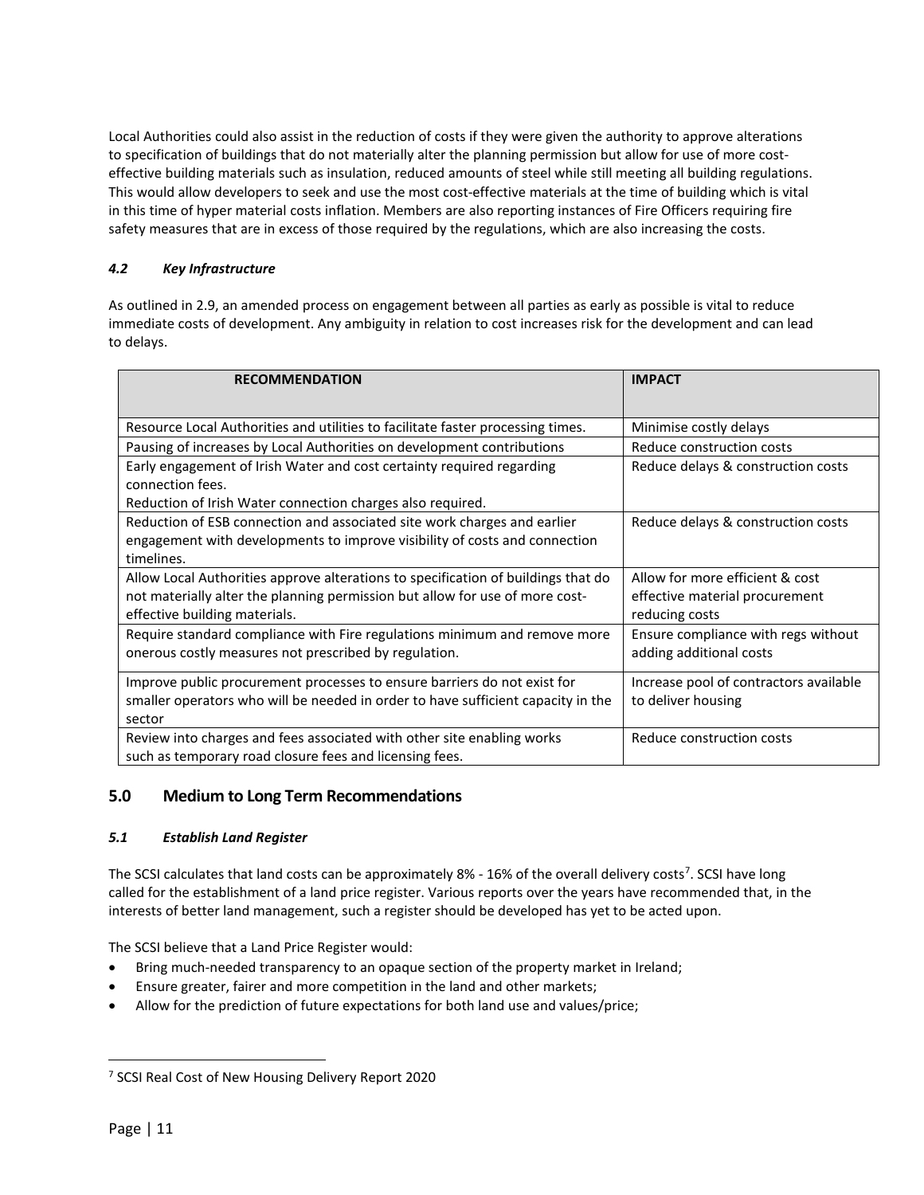Local Authorities could also assist in the reduction of costs if they were given the authority to approve alterations to specification of buildings that do not materially alter the planning permission but allow for use of more cost-effective building materials such as insulation, reduced amounts of steel while still meeting all building regulations. This would allow developers to seek and use the most cost-effective materials at the time of building which is vital in this time of hyper material costs inflation. Members are also reporting instances of Fire Officers requiring fire safety measures that are in excess of those required by the regulations, which are also increasing the costs.

### *4.2 Key Infrastructure*

As outlined in 2.9, an amended process on engagement between all parties as early as possible is vital to reduce immediate costs of development. Any ambiguity in relation to cost increases risk for the development and can lead to delays.

| RECOMMENDATION | IMPACT |
| --- | --- |
| Resource Local Authorities and utilities to facilitate faster processing times. | Minimise costly delays |
| Pausing of increases by Local Authorities on development contributions | Reduce construction costs |
| Early engagement of Irish Water and cost certainty required regarding connection fees.<br>Reduction of Irish Water connection charges also required. | Reduce delays & construction costs |
| Reduction of ESB connection and associated site work charges and earlier engagement with developments to improve visibility of costs and connection timelines. | Reduce delays & construction costs |
| Allow Local Authorities approve alterations to specification of buildings that do not materially alter the planning permission but allow for use of more cost-effective building materials. | Allow for more efficient & cost effective material procurement reducing costs |
| Require standard compliance with Fire regulations minimum and remove more onerous costly measures not prescribed by regulation. | Ensure compliance with regs without adding additional costs |
| Improve public procurement processes to ensure barriers do not exist for smaller operators who will be needed in order to have sufficient capacity in the sector | Increase pool of contractors available to deliver housing |
| Review into charges and fees associated with other site enabling works such as temporary road closure fees and licensing fees. | Reduce construction costs |

## 5.0 Medium to Long Term Recommendations

### *5.1 Establish Land Register*

The SCSI calculates that land costs can be approximately 8% - 16% of the overall delivery costs[7]. SCSI have long called for the establishment of a land price register. Various reports over the years have recommended that, in the interests of better land management, such a register should be developed has yet to be acted upon.

The SCSI believe that a Land Price Register would:

- Bring much-needed transparency to an opaque section of the property market in Ireland;
- Ensure greater, fairer and more competition in the land and other markets;
- Allow for the prediction of future expectations for both land use and values/price;

[7] SCSI Real Cost of New Housing Delivery Report 2020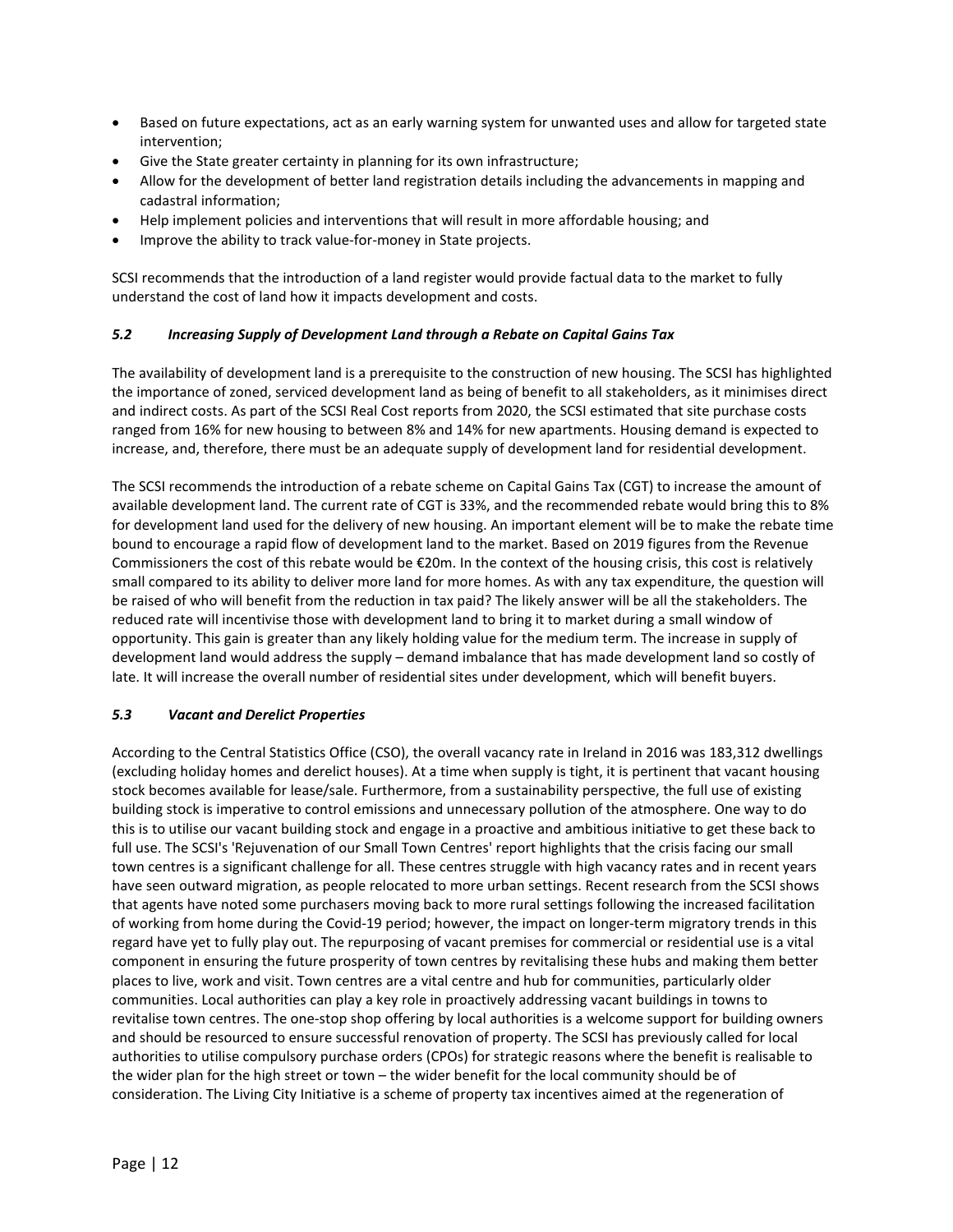- Based on future expectations, act as an early warning system for unwanted uses and allow for targeted state intervention;
- Give the State greater certainty in planning for its own infrastructure;
- Allow for the development of better land registration details including the advancements in mapping and cadastral information;
- Help implement policies and interventions that will result in more affordable housing; and
- Improve the ability to track value-for-money in State projects.

SCSI recommends that the introduction of a land register would provide factual data to the market to fully understand the cost of land how it impacts development and costs.

### *5.2 Increasing Supply of Development Land through a Rebate on Capital Gains Tax*

The availability of development land is a prerequisite to the construction of new housing. The SCSI has highlighted the importance of zoned, serviced development land as being of benefit to all stakeholders, as it minimises direct and indirect costs. As part of the SCSI Real Cost reports from 2020, the SCSI estimated that site purchase costs ranged from 16% for new housing to between 8% and 14% for new apartments. Housing demand is expected to increase, and, therefore, there must be an adequate supply of development land for residential development.

The SCSI recommends the introduction of a rebate scheme on Capital Gains Tax (CGT) to increase the amount of available development land. The current rate of CGT is 33%, and the recommended rebate would bring this to 8% for development land used for the delivery of new housing. An important element will be to make the rebate time bound to encourage a rapid flow of development land to the market. Based on 2019 figures from the Revenue Commissioners the cost of this rebate would be €20m. In the context of the housing crisis, this cost is relatively small compared to its ability to deliver more land for more homes. As with any tax expenditure, the question will be raised of who will benefit from the reduction in tax paid? The likely answer will be all the stakeholders. The reduced rate will incentivise those with development land to bring it to market during a small window of opportunity. This gain is greater than any likely holding value for the medium term. The increase in supply of development land would address the supply – demand imbalance that has made development land so costly of late. It will increase the overall number of residential sites under development, which will benefit buyers.

### *5.3 Vacant and Derelict Properties*

According to the Central Statistics Office (CSO), the overall vacancy rate in Ireland in 2016 was 183,312 dwellings (excluding holiday homes and derelict houses). At a time when supply is tight, it is pertinent that vacant housing stock becomes available for lease/sale. Furthermore, from a sustainability perspective, the full use of existing building stock is imperative to control emissions and unnecessary pollution of the atmosphere. One way to do this is to utilise our vacant building stock and engage in a proactive and ambitious initiative to get these back to full use. The SCSI's 'Rejuvenation of our Small Town Centres' report highlights that the crisis facing our small town centres is a significant challenge for all. These centres struggle with high vacancy rates and in recent years have seen outward migration, as people relocated to more urban settings. Recent research from the SCSI shows that agents have noted some purchasers moving back to more rural settings following the increased facilitation of working from home during the Covid-19 period; however, the impact on longer-term migratory trends in this regard have yet to fully play out. The repurposing of vacant premises for commercial or residential use is a vital component in ensuring the future prosperity of town centres by revitalising these hubs and making them better places to live, work and visit. Town centres are a vital centre and hub for communities, particularly older communities. Local authorities can play a key role in proactively addressing vacant buildings in towns to revitalise town centres. The one-stop shop offering by local authorities is a welcome support for building owners and should be resourced to ensure successful renovation of property. The SCSI has previously called for local authorities to utilise compulsory purchase orders (CPOs) for strategic reasons where the benefit is realisable to the wider plan for the high street or town – the wider benefit for the local community should be of consideration. The Living City Initiative is a scheme of property tax incentives aimed at the regeneration of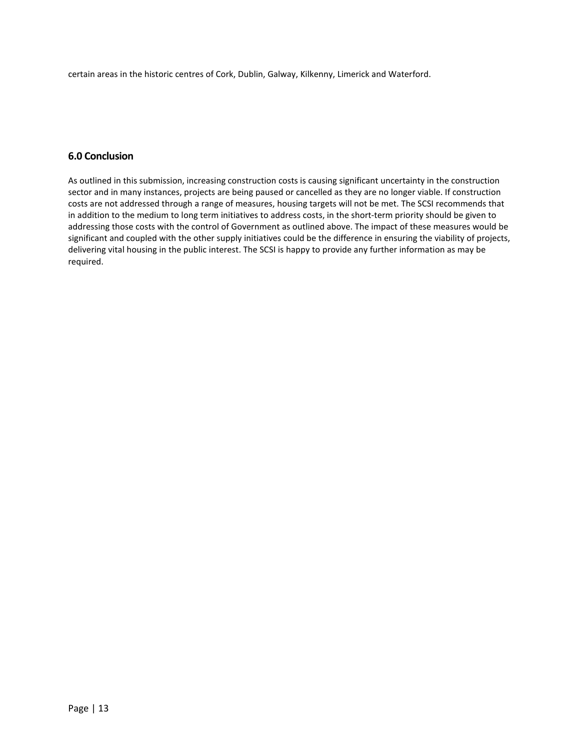certain areas in the historic centres of Cork, Dublin, Galway, Kilkenny, Limerick and Waterford.

## 6.0 Conclusion

As outlined in this submission, increasing construction costs is causing significant uncertainty in the construction sector and in many instances, projects are being paused or cancelled as they are no longer viable. If construction costs are not addressed through a range of measures, housing targets will not be met. The SCSI recommends that in addition to the medium to long term initiatives to address costs, in the short-term priority should be given to addressing those costs with the control of Government as outlined above. The impact of these measures would be significant and coupled with the other supply initiatives could be the difference in ensuring the viability of projects, delivering vital housing in the public interest. The SCSI is happy to provide any further information as may be required.